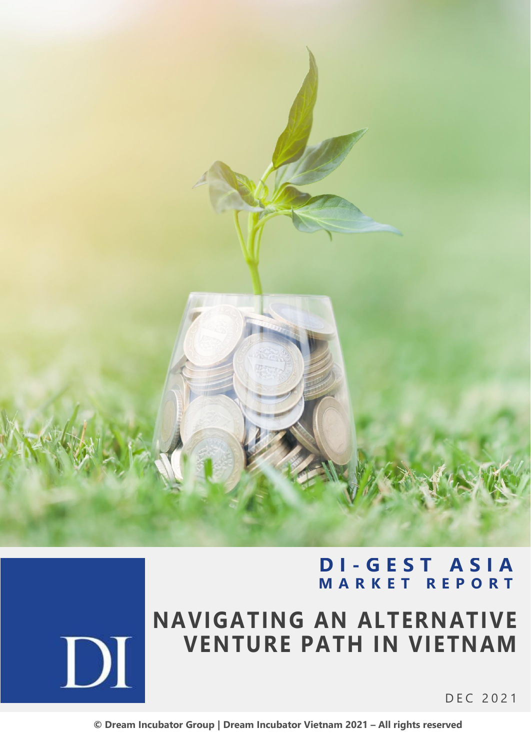# DI-GEST ASIA
## MARKET REPORT

# NAVIGATING AN ALTERNATIVE VENTURE PATH IN VIETNAM

DI

DEC 2021

**© Dream Incubator Group | Dream Incubator Vietnam 2021 – All rights reserved**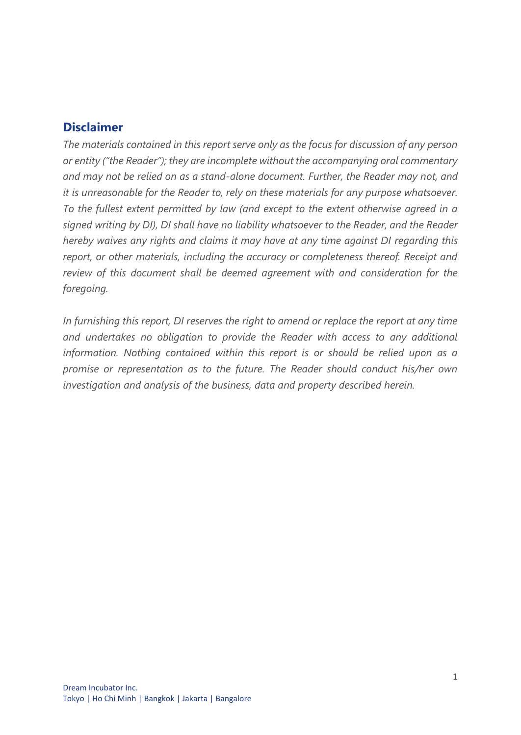## Disclaimer

*The materials contained in this report serve only as the focus for discussion of any person or entity ("the Reader"); they are incomplete without the accompanying oral commentary and may not be relied on as a stand-alone document. Further, the Reader may not, and it is unreasonable for the Reader to, rely on these materials for any purpose whatsoever. To the fullest extent permitted by law (and except to the extent otherwise agreed in a signed writing by DI), DI shall have no liability whatsoever to the Reader, and the Reader hereby waives any rights and claims it may have at any time against DI regarding this report, or other materials, including the accuracy or completeness thereof. Receipt and review of this document shall be deemed agreement with and consideration for the foregoing.*

*In furnishing this report, DI reserves the right to amend or replace the report at any time and undertakes no obligation to provide the Reader with access to any additional information. Nothing contained within this report is or should be relied upon as a promise or representation as to the future. The Reader should conduct his/her own investigation and analysis of the business, data and property described herein.*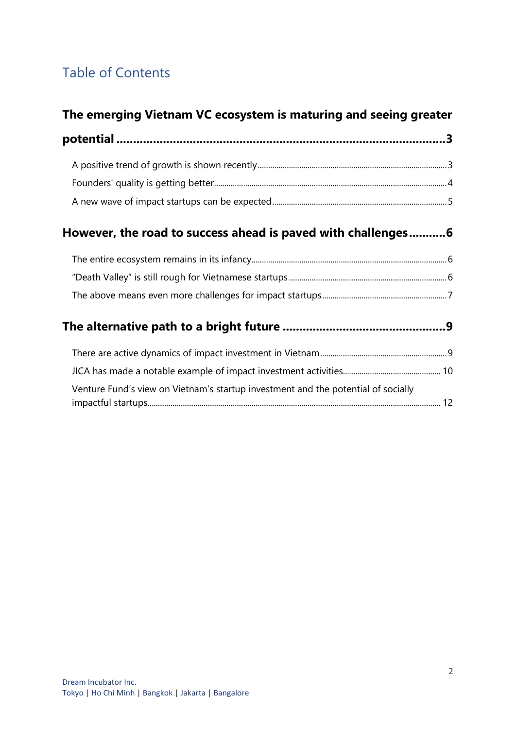# Table of Contents

**The emerging Vietnam VC ecosystem is maturing and seeing greater potential .......... 3**

- A positive trend of growth is shown recently .......... 3
- Founders' quality is getting better .......... 4
- A new wave of impact startups can be expected .......... 5

**However, the road to success ahead is paved with challenges .......... 6**

- The entire ecosystem remains in its infancy .......... 6
- "Death Valley" is still rough for Vietnamese startups .......... 6
- The above means even more challenges for impact startups .......... 7

**The alternative path to a bright future .......... 9**

- There are active dynamics of impact investment in Vietnam .......... 9
- JICA has made a notable example of impact investment activities .......... 10
- Venture Fund's view on Vietnam's startup investment and the potential of socially impactful startups .......... 12

Dream Incubator Inc.
Tokyo | Ho Chi Minh | Bangkok | Jakarta | Bangalore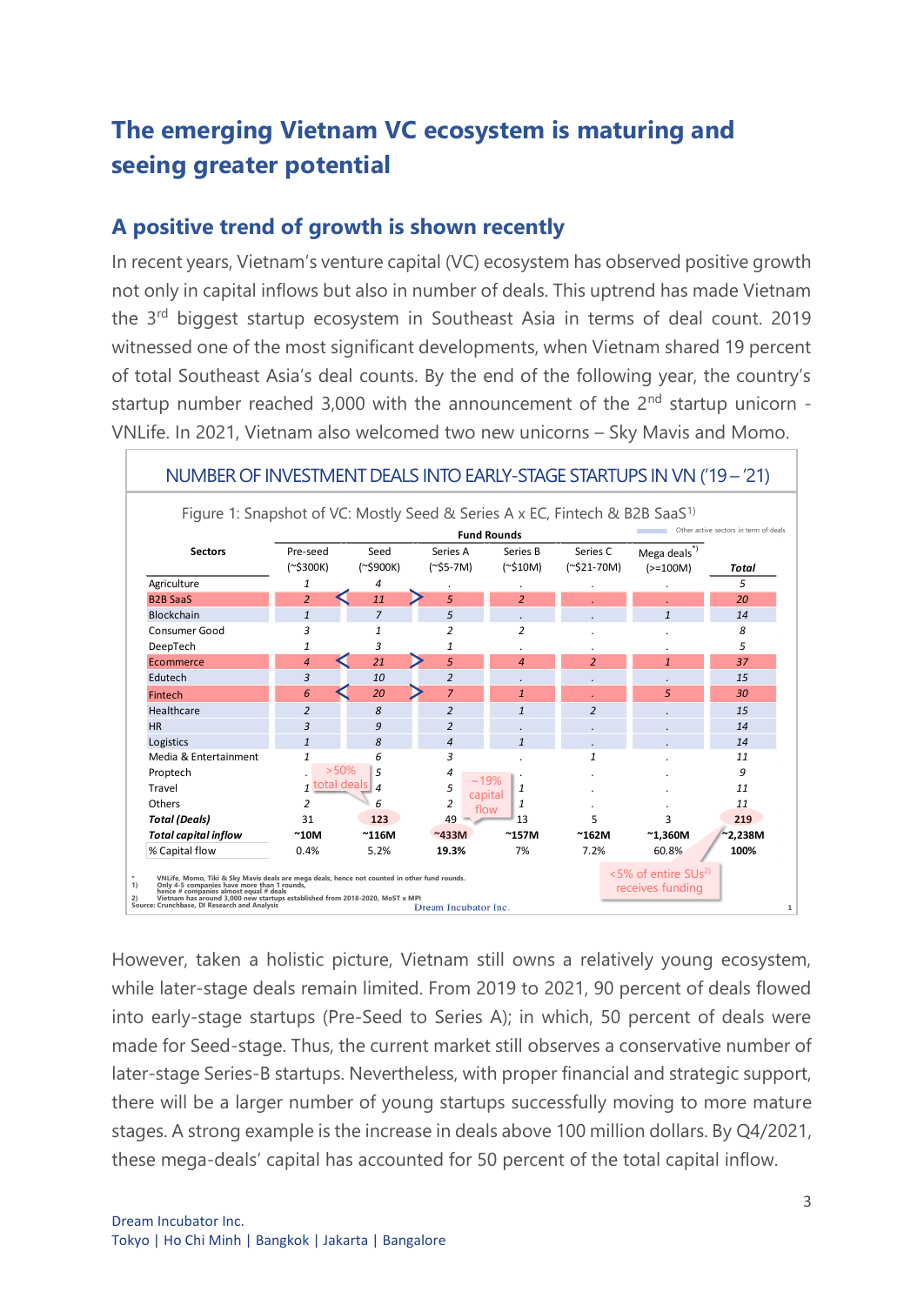# The emerging Vietnam VC ecosystem is maturing and seeing greater potential

## A positive trend of growth is shown recently

In recent years, Vietnam's venture capital (VC) ecosystem has observed positive growth not only in capital inflows but also in number of deals. This uptrend has made Vietnam the 3rd biggest startup ecosystem in Southeast Asia in terms of deal count. 2019 witnessed one of the most significant developments, when Vietnam shared 19 percent of total Southeast Asia's deal counts. By the end of the following year, the country's startup number reached 3,000 with the announcement of the 2nd startup unicorn - VNLife. In 2021, Vietnam also welcomed two new unicorns – Sky Mavis and Momo.

NUMBER OF INVESTMENT DEALS INTO EARLY-STAGE STARTUPS IN VN ('19 – '21)

Figure 1: Snapshot of VC: Mostly Seed & Series A x EC, Fintech & B2B SaaS[1)]

Other active sectors in term of deals

| Sectors | Fund Rounds | | | | | | |
|---|---|---|---|---|---|---|---|
| | Pre-seed (~$300K) | Seed (~$900K) | Series A (~$5-7M) | Series B (~$10M) | Series C (~$21-70M) | Mega deals*) (>=100M) | Total |
| Agriculture | 1 | 4 | . | . | . | . | 5 |
| B2B SaaS | 2 | 11 | 5 | 2 | . | . | 20 |
| Blockchain | 1 | 7 | 5 | . | . | 1 | 14 |
| Consumer Good | 3 | 1 | 2 | 2 | . | . | 8 |
| DeepTech | 1 | 3 | 1 | . | . | . | 5 |
| Ecommerce | 4 | 21 | 5 | 4 | 2 | 1 | 37 |
| Edutech | 3 | 10 | 2 | . | . | . | 15 |
| Fintech | 6 | 20 | 7 | 1 | . | 5 | 30 |
| Healthcare | 2 | 8 | 2 | 1 | 2 | . | 15 |
| HR | 3 | 9 | 2 | . | . | . | 14 |
| Logistics | 1 | 8 | 4 | 1 | . | . | 14 |
| Media & Entertainment | 1 | 6 | 3 | . | 1 | . | 11 |
| Proptech | . | 5 | 4 | . | . | . | 9 |
| Travel | 1 | 4 | 5 | 1 | . | . | 11 |
| Others | 2 | 6 | 2 | 1 | . | . | 11 |
| ***Total (Deals)*** | 31 | **123** | 49 | 13 | 5 | 3 | **219** |
| ***Total capital inflow*** | **~10M** | **~116M** | **~433M** | **~157M** | **~162M** | **~1,360M** | **~2,238M** |
| % Capital flow | 0.4% | 5.2% | **19.3%** | 7% | 7.2% | 60.8% | **100%** |

>50% total deals

~19% capital flow

<5% of entire SUs[2)] receives funding

\* VNLife, Momo, Tiki & Sky Mavis deals are mega deals, hence not counted in other fund rounds.
1) Only 4-5 companies have more than 1 rounds, hence # companies almost equal # deals
2) Vietnam has around 3,000 new startups established from 2018-2020, MoST x MPI
Source: Crunchbase, DI Research and Analysis

Dream Incubator Inc.

However, taken a holistic picture, Vietnam still owns a relatively young ecosystem, while later-stage deals remain limited. From 2019 to 2021, 90 percent of deals flowed into early-stage startups (Pre-Seed to Series A); in which, 50 percent of deals were made for Seed-stage. Thus, the current market still observes a conservative number of later-stage Series-B startups. Nevertheless, with proper financial and strategic support, there will be a larger number of young startups successfully moving to more mature stages. A strong example is the increase in deals above 100 million dollars. By Q4/2021, these mega-deals' capital has accounted for 50 percent of the total capital inflow.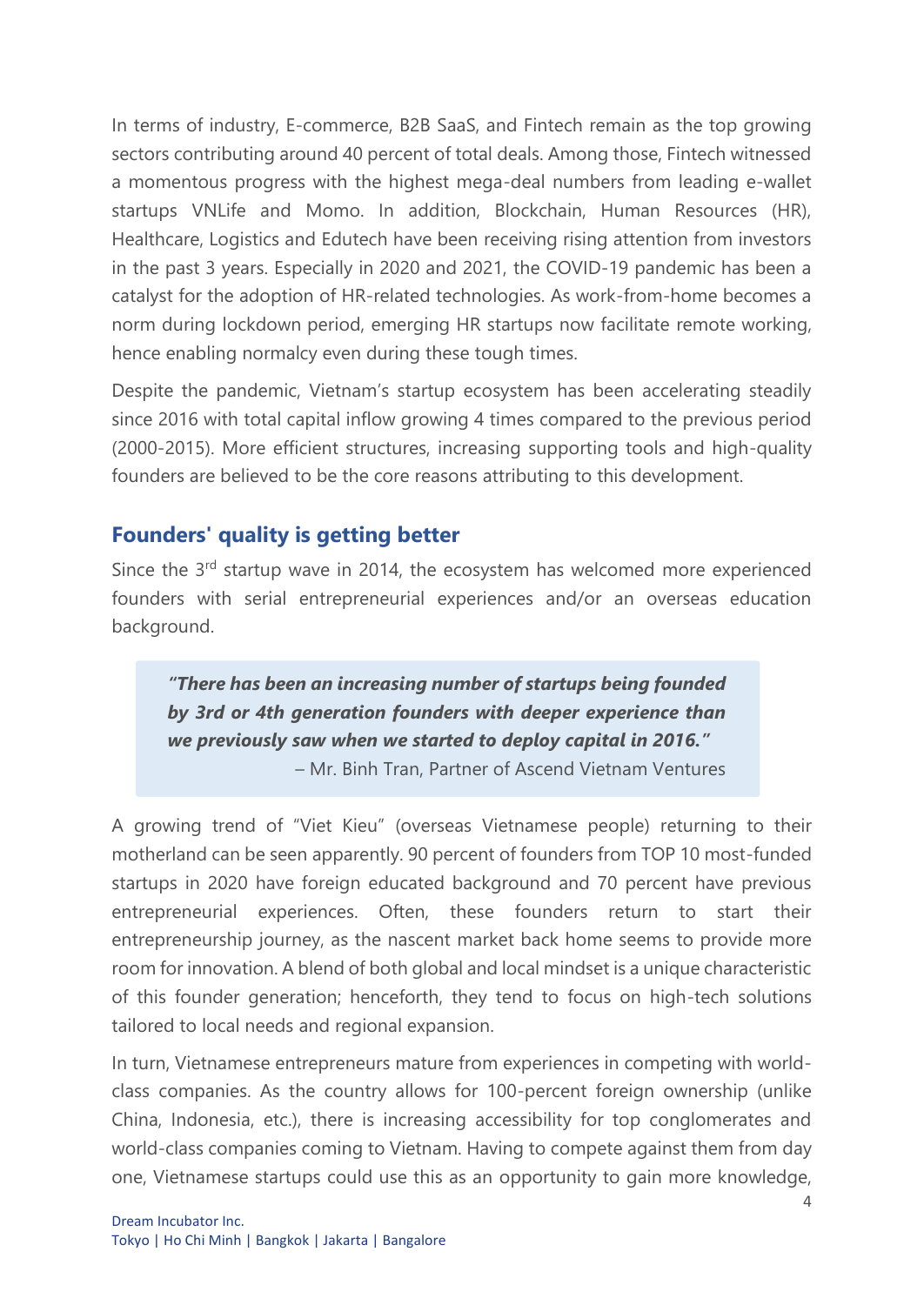In terms of industry, E-commerce, B2B SaaS, and Fintech remain as the top growing sectors contributing around 40 percent of total deals. Among those, Fintech witnessed a momentous progress with the highest mega-deal numbers from leading e-wallet startups VNLife and Momo. In addition, Blockchain, Human Resources (HR), Healthcare, Logistics and Edutech have been receiving rising attention from investors in the past 3 years. Especially in 2020 and 2021, the COVID-19 pandemic has been a catalyst for the adoption of HR-related technologies. As work-from-home becomes a norm during lockdown period, emerging HR startups now facilitate remote working, hence enabling normalcy even during these tough times.

Despite the pandemic, Vietnam's startup ecosystem has been accelerating steadily since 2016 with total capital inflow growing 4 times compared to the previous period (2000-2015). More efficient structures, increasing supporting tools and high-quality founders are believed to be the core reasons attributing to this development.

## Founders' quality is getting better

Since the 3rd startup wave in 2014, the ecosystem has welcomed more experienced founders with serial entrepreneurial experiences and/or an overseas education background.

> ***"There has been an increasing number of startups being founded by 3rd or 4th generation founders with deeper experience than we previously saw when we started to deploy capital in 2016."***
> – Mr. Binh Tran, Partner of Ascend Vietnam Ventures

A growing trend of "Viet Kieu" (overseas Vietnamese people) returning to their motherland can be seen apparently. 90 percent of founders from TOP 10 most-funded startups in 2020 have foreign educated background and 70 percent have previous entrepreneurial experiences. Often, these founders return to start their entrepreneurship journey, as the nascent market back home seems to provide more room for innovation. A blend of both global and local mindset is a unique characteristic of this founder generation; henceforth, they tend to focus on high-tech solutions tailored to local needs and regional expansion.

In turn, Vietnamese entrepreneurs mature from experiences in competing with world-class companies. As the country allows for 100-percent foreign ownership (unlike China, Indonesia, etc.), there is increasing accessibility for top conglomerates and world-class companies coming to Vietnam. Having to compete against them from day one, Vietnamese startups could use this as an opportunity to gain more knowledge,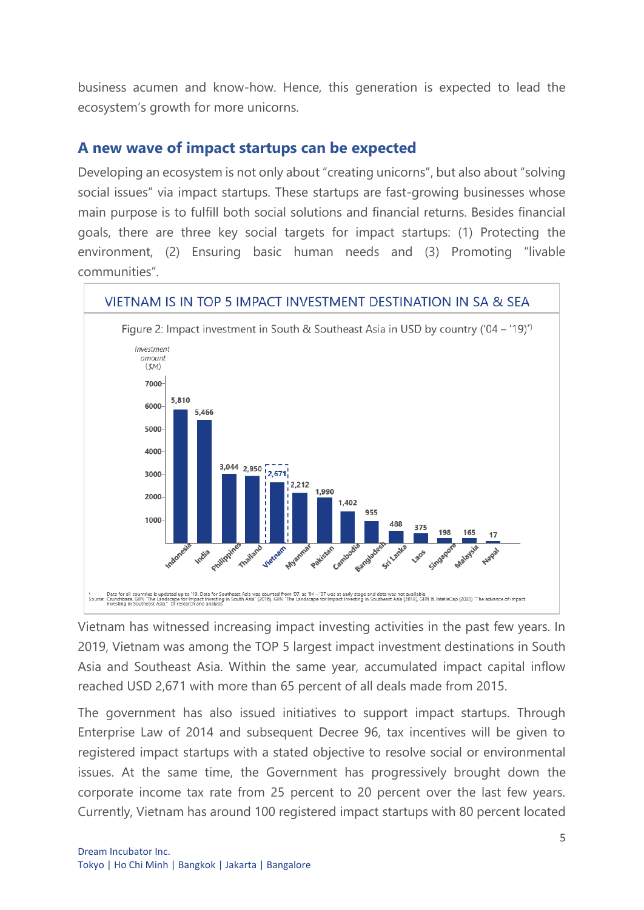business acumen and know-how. Hence, this generation is expected to lead the ecosystem's growth for more unicorns.

## A new wave of impact startups can be expected

Developing an ecosystem is not only about "creating unicorns", but also about "solving social issues" via impact startups. These startups are fast-growing businesses whose main purpose is to fulfill both social solutions and financial returns. Besides financial goals, there are three key social targets for impact startups: (1) Protecting the environment, (2) Ensuring basic human needs and (3) Promoting "livable communities".

**VIETNAM IS IN TOP 5 IMPACT INVESTMENT DESTINATION IN SA & SEA**

Figure 2: Impact investment in South & Southeast Asia in USD by country ('04 – '19)*)

| Country | Investment amount ($M) |
|---|---|
| Indonesia | 5,810 |
| India | 5,466 |
| Philippines | 3,044 |
| Thailand | 2,950 |
| Vietnam | 2,671 |
| Myanmar | 2,212 |
| Pakistan | 1,990 |
| Cambodia | 1,402 |
| Bangladesh | 955 |
| Sri Lanka | 488 |
| Laos | 375 |
| Singapore | 198 |
| Malaysia | 165 |
| Nepal | 17 |

*) Data for all countries is updated up to '19. Data for Southeast Asia was counted from '07, as '04 – '07 was at early stage and data was not available
Source: Crunchbase, GIIN "The Landscape for Impact Investing in South Asia" (2016), GIIN "The Landscape for Impact Investing in Southeast Asia (2018), GIIN & IntelleCap (2020) "The advance of impact investing in Southeast Asia," DI research and analysis

Vietnam has witnessed increasing impact investing activities in the past few years. In 2019, Vietnam was among the TOP 5 largest impact investment destinations in South Asia and Southeast Asia. Within the same year, accumulated impact capital inflow reached USD 2,671 with more than 65 percent of all deals made from 2015.

The government has also issued initiatives to support impact startups. Through Enterprise Law of 2014 and subsequent Decree 96, tax incentives will be given to registered impact startups with a stated objective to resolve social or environmental issues. At the same time, the Government has progressively brought down the corporate income tax rate from 25 percent to 20 percent over the last few years. Currently, Vietnam has around 100 registered impact startups with 80 percent located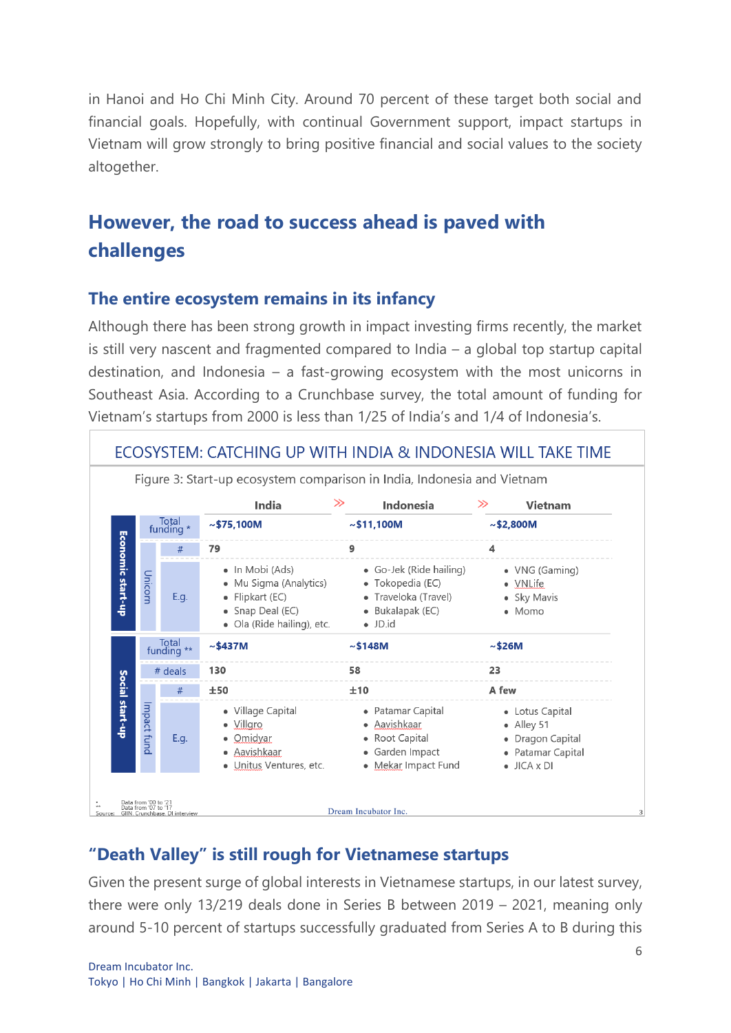in Hanoi and Ho Chi Minh City. Around 70 percent of these target both social and financial goals. Hopefully, with continual Government support, impact startups in Vietnam will grow strongly to bring positive financial and social values to the society altogether.

## However, the road to success ahead is paved with challenges

### The entire ecosystem remains in its infancy

Although there has been strong growth in impact investing firms recently, the market is still very nascent and fragmented compared to India – a global top startup capital destination, and Indonesia – a fast-growing ecosystem with the most unicorns in Southeast Asia. According to a Crunchbase survey, the total amount of funding for Vietnam's startups from 2000 is less than 1/25 of India's and 1/4 of Indonesia's.

ECOSYSTEM: CATCHING UP WITH INDIA & INDONESIA WILL TAKE TIME

Figure 3: Start-up ecosystem comparison in India, Indonesia and Vietnam

| | | | India | Indonesia | Vietnam |
|---|---|---|---|---|---|
| Economic start-up | Total funding * | | ~$75,100M | ~$11,100M | ~$2,800M |
| | Unicorn | # | 79 | 9 | 4 |
| | | E.g. | • In Mobi (Ads)<br>• Mu Sigma (Analytics)<br>• Flipkart (EC)<br>• Snap Deal (EC)<br>• Ola (Ride hailing), etc. | • Go-Jek (Ride hailing)<br>• Tokopedia (EC)<br>• Traveloka (Travel)<br>• Bukalapak (EC)<br>• JD.id | • VNG (Gaming)<br>• VNLife<br>• Sky Mavis<br>• Momo |
| Social start-up | Total funding ** | | ~$437M | ~$148M | ~$26M |
| | # deals | | 130 | 58 | 23 |
| | Impact fund | # | ±50 | ±10 | A few |
| | | E.g. | • Village Capital<br>• Villgro<br>• Omidyar<br>• Aavishkaar<br>• Unitus Ventures, etc. | • Patamar Capital<br>• Aavishkaar<br>• Root Capital<br>• Garden Impact<br>• Mekar Impact Fund | • Lotus Capital<br>• Alley 51<br>• Dragon Capital<br>• Patamar Capital<br>• JICA x DI |

\* Data from '00 to '21
\*\* Data from '07 to '17
Source: GIIN, Crunchbase, DI interview

### "Death Valley" is still rough for Vietnamese startups

Given the present surge of global interests in Vietnamese startups, in our latest survey, there were only 13/219 deals done in Series B between 2019 – 2021, meaning only around 5-10 percent of startups successfully graduated from Series A to B during this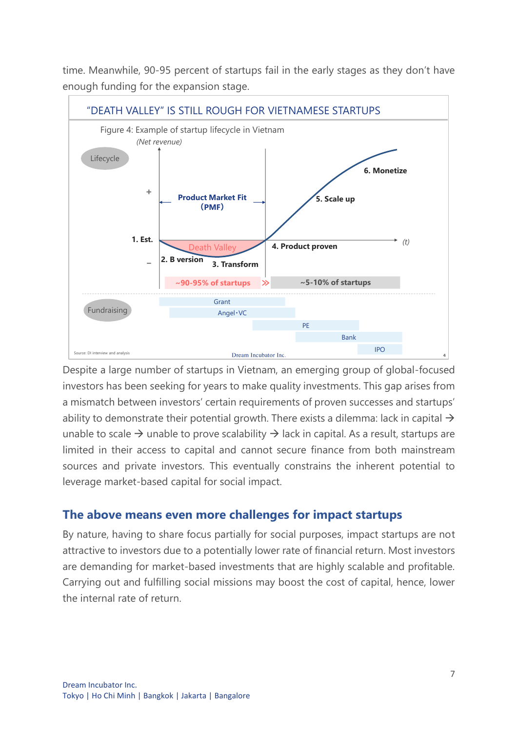time. Meanwhile, 90-95 percent of startups fail in the early stages as they don't have enough funding for the expansion stage.

"DEATH VALLEY" IS STILL ROUGH FOR VIETNAMESE STARTUPS

Figure 4: Example of startup lifecycle in Vietnam

*(Net revenue)*

Lifecycle

Product Market Fit (PMF)

1. Est.

2. B version

3. Transform

4. Product proven

5. Scale up

6. Monetize

Death Valley

~90-95% of startups

~5-10% of startups

Fundraising

Grant

Angel・VC

PE

Bank

IPO

Source: DI interview and analysis

Dream Incubator Inc.

Despite a large number of startups in Vietnam, an emerging group of global-focused investors has been seeking for years to make quality investments. This gap arises from a mismatch between investors' certain requirements of proven successes and startups' ability to demonstrate their potential growth. There exists a dilemma: lack in capital → unable to scale → unable to prove scalability → lack in capital. As a result, startups are limited in their access to capital and cannot secure finance from both mainstream sources and private investors. This eventually constrains the inherent potential to leverage market-based capital for social impact.

## The above means even more challenges for impact startups

By nature, having to share focus partially for social purposes, impact startups are not attractive to investors due to a potentially lower rate of financial return. Most investors are demanding for market-based investments that are highly scalable and profitable. Carrying out and fulfilling social missions may boost the cost of capital, hence, lower the internal rate of return.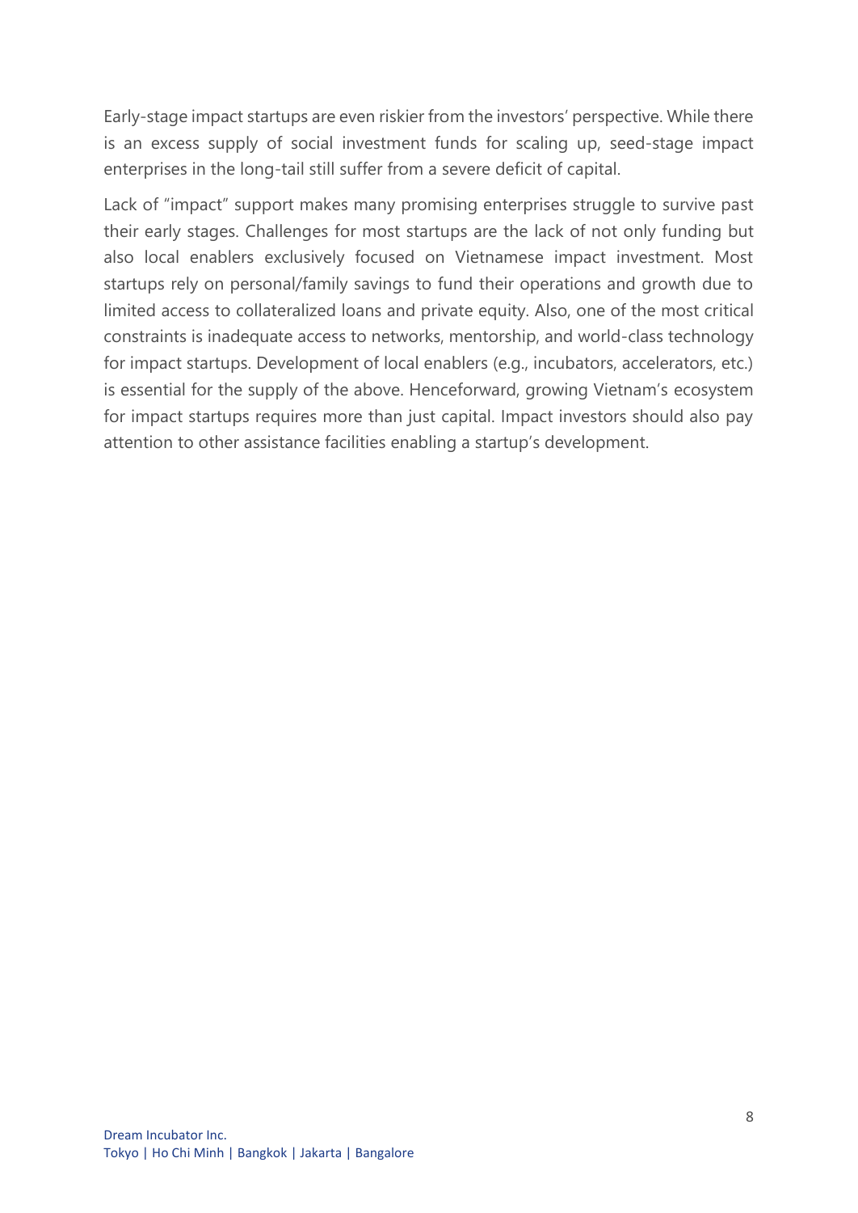Early-stage impact startups are even riskier from the investors' perspective. While there is an excess supply of social investment funds for scaling up, seed-stage impact enterprises in the long-tail still suffer from a severe deficit of capital.

Lack of "impact" support makes many promising enterprises struggle to survive past their early stages. Challenges for most startups are the lack of not only funding but also local enablers exclusively focused on Vietnamese impact investment. Most startups rely on personal/family savings to fund their operations and growth due to limited access to collateralized loans and private equity. Also, one of the most critical constraints is inadequate access to networks, mentorship, and world-class technology for impact startups. Development of local enablers (e.g., incubators, accelerators, etc.) is essential for the supply of the above. Henceforward, growing Vietnam's ecosystem for impact startups requires more than just capital. Impact investors should also pay attention to other assistance facilities enabling a startup's development.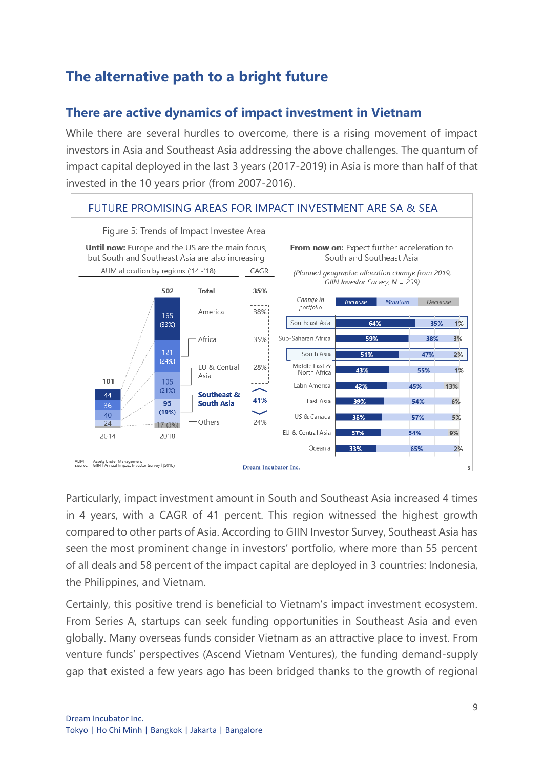## The alternative path to a bright future

### There are active dynamics of impact investment in Vietnam

While there are several hurdles to overcome, there is a rising movement of impact investors in Asia and Southeast Asia addressing the above challenges. The quantum of impact capital deployed in the last 3 years (2017-2019) in Asia is more than half of that invested in the 10 years prior (from 2007-2016).

**FUTURE PROMISING AREAS FOR IMPACT INVESTMENT ARE SA & SEA**

Figure 5: Trends of Impact Investee Area

**Until now:** Europe and the US are the main focus, but South and Southeast Asia are also increasing

| AUM allocation by regions ('14~'18) | 2014 | 2018 | CAGR |
|---|---|---|---|
| Total | 101 | 502 | 35% |
| America | 44 | 165 (33%) | 38% |
| Africa | 36 | 121 (24%) | 35% |
| EU & Central Asia | 40 | 105 (21%) | 28% |
| **Southeast & South Asia** | 24 | 95 (19%) | 41% |
| Others | | 17 (3%) | 24% |

**From now on:** Expect further acceleration to South and Southeast Asia

*(Planned geographic allocation change from 2019, GIIN Investor Survey, N = 259)*

| Change in portfolio | Increase | Maintain | Decrease |
|---|---|---|---|
| Southeast Asia | 64% | 35% | 1% |
| Sub-Saharan Africa | 59% | 38% | 3% |
| South Asia | 51% | 47% | 2% |
| Middle East & North Africa | 43% | 55% | 1% |
| Latin America | 42% | 45% | 13% |
| East Asia | 39% | 54% | 6% |
| US & Canada | 38% | 57% | 5% |
| EU & Central Asia | 37% | 54% | 9% |
| Oceania | 33% | 65% | 2% |

AUM: Assets Under Management
Source: GIIN「Annual Impact Investor Survey」(2019)

Particularly, impact investment amount in South and Southeast Asia increased 4 times in 4 years, with a CAGR of 41 percent. This region witnessed the highest growth compared to other parts of Asia. According to GIIN Investor Survey, Southeast Asia has seen the most prominent change in investors' portfolio, where more than 55 percent of all deals and 58 percent of the impact capital are deployed in 3 countries: Indonesia, the Philippines, and Vietnam.

Certainly, this positive trend is beneficial to Vietnam's impact investment ecosystem. From Series A, startups can seek funding opportunities in Southeast Asia and even globally. Many overseas funds consider Vietnam as an attractive place to invest. From venture funds' perspectives (Ascend Vietnam Ventures), the funding demand-supply gap that existed a few years ago has been bridged thanks to the growth of regional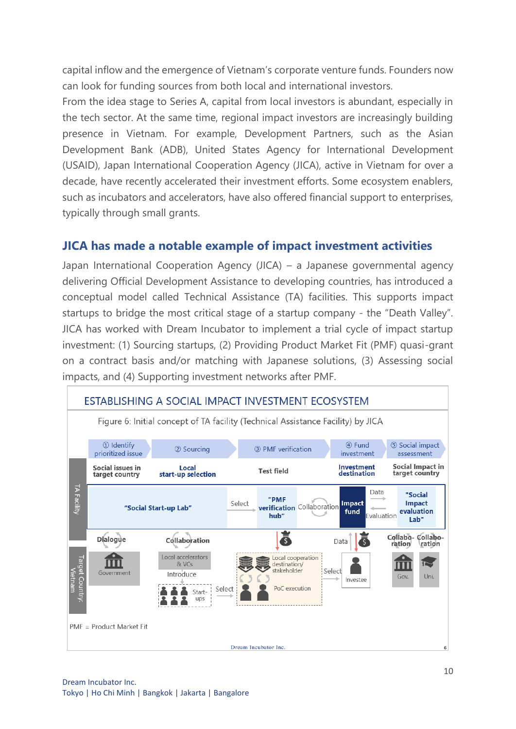capital inflow and the emergence of Vietnam's corporate venture funds. Founders now can look for funding sources from both local and international investors.

From the idea stage to Series A, capital from local investors is abundant, especially in the tech sector. At the same time, regional impact investors are increasingly building presence in Vietnam. For example, Development Partners, such as the Asian Development Bank (ADB), United States Agency for International Development (USAID), Japan International Cooperation Agency (JICA), active in Vietnam for over a decade, have recently accelerated their investment efforts. Some ecosystem enablers, such as incubators and accelerators, have also offered financial support to enterprises, typically through small grants.

## JICA has made a notable example of impact investment activities

Japan International Cooperation Agency (JICA) – a Japanese governmental agency delivering Official Development Assistance to developing countries, has introduced a conceptual model called Technical Assistance (TA) facilities. This supports impact startups to bridge the most critical stage of a startup company - the "Death Valley". JICA has worked with Dream Incubator to implement a trial cycle of impact startup investment: (1) Sourcing startups, (2) Providing Product Market Fit (PMF) quasi-grant on a contract basis and/or matching with Japanese solutions, (3) Assessing social impacts, and (4) Supporting investment networks after PMF.

**ESTABLISHING A SOCIAL IMPACT INVESTMENT ECOSYSTEM**

Figure 6: Initial concept of TA facility (Technical Assistance Facility) by JICA

| | ① Identify prioritized issue | ② Sourcing | ③ PMF verification | ④ Fund investment | ⑤ Social impact assessment |
|---|---|---|---|---|---|
| | Social issues in target country | Local start-up selection | Test field | Investment destination | Social Impact in target country |
| TA Facility | "Social Start-up Lab" | Select → | "PMF verification hub" ⟷ Collaboration | Impact fund | Data → / ← Evaluation "Social Impact evaluation Lab" |
| Target Country: Vietnam | Dialogue — Government | Collaboration — Local accelerators & VCs; Introduce ↓ Start-ups; Select → | Local cooperation destination/ stakeholder; PoC execution; Select → | Data — Investee | Collabo-ration — Gov.; Collabo-ration — Uni. |

PMF = Product Market Fit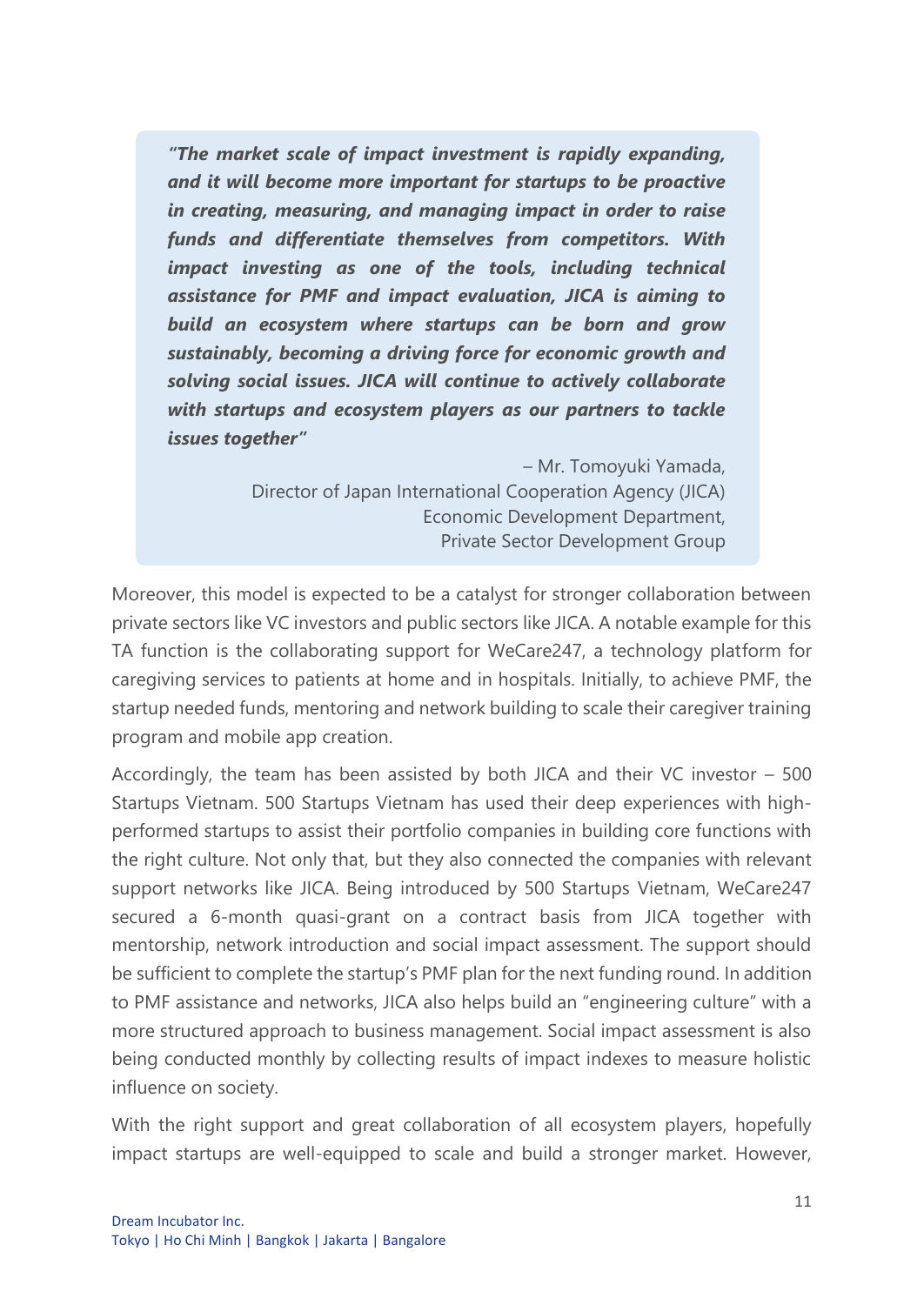> ***"The market scale of impact investment is rapidly expanding, and it will become more important for startups to be proactive in creating, measuring, and managing impact in order to raise funds and differentiate themselves from competitors. With impact investing as one of the tools, including technical assistance for PMF and impact evaluation, JICA is aiming to build an ecosystem where startups can be born and grow sustainably, becoming a driving force for economic growth and solving social issues. JICA will continue to actively collaborate with startups and ecosystem players as our partners to tackle issues together"***
>
> – Mr. Tomoyuki Yamada,
> Director of Japan International Cooperation Agency (JICA)
> Economic Development Department,
> Private Sector Development Group

Moreover, this model is expected to be a catalyst for stronger collaboration between private sectors like VC investors and public sectors like JICA. A notable example for this TA function is the collaborating support for WeCare247, a technology platform for caregiving services to patients at home and in hospitals. Initially, to achieve PMF, the startup needed funds, mentoring and network building to scale their caregiver training program and mobile app creation.

Accordingly, the team has been assisted by both JICA and their VC investor – 500 Startups Vietnam. 500 Startups Vietnam has used their deep experiences with high-performed startups to assist their portfolio companies in building core functions with the right culture. Not only that, but they also connected the companies with relevant support networks like JICA. Being introduced by 500 Startups Vietnam, WeCare247 secured a 6-month quasi-grant on a contract basis from JICA together with mentorship, network introduction and social impact assessment. The support should be sufficient to complete the startup's PMF plan for the next funding round. In addition to PMF assistance and networks, JICA also helps build an "engineering culture" with a more structured approach to business management. Social impact assessment is also being conducted monthly by collecting results of impact indexes to measure holistic influence on society.

With the right support and great collaboration of all ecosystem players, hopefully impact startups are well-equipped to scale and build a stronger market. However,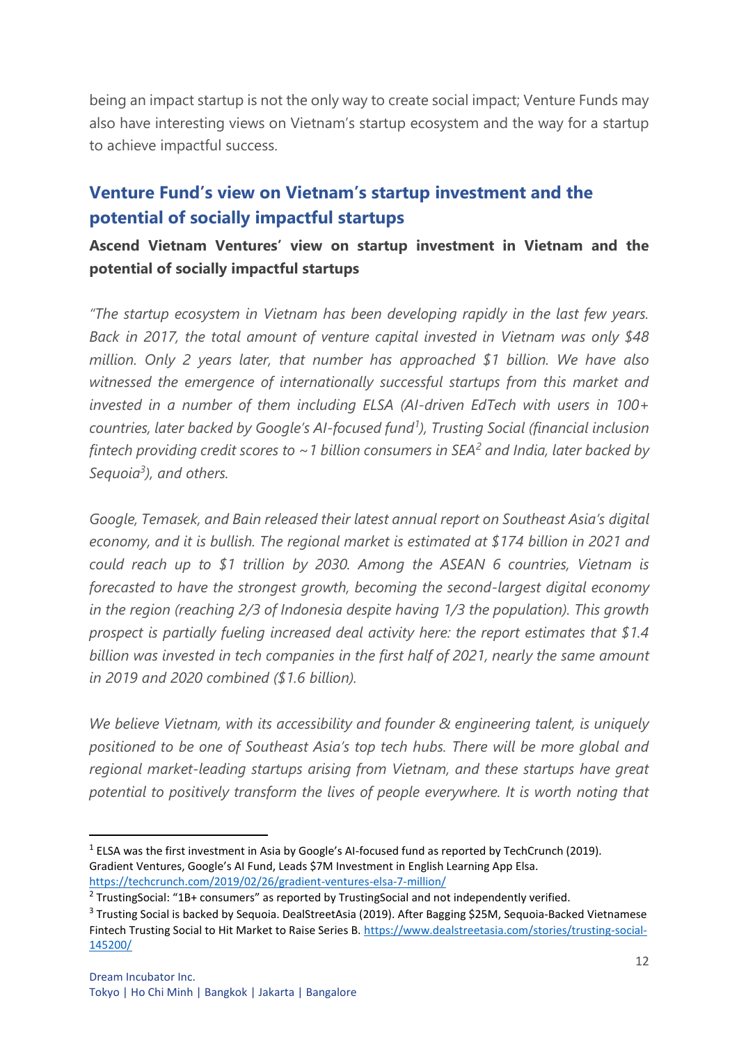being an impact startup is not the only way to create social impact; Venture Funds may also have interesting views on Vietnam's startup ecosystem and the way for a startup to achieve impactful success.

## Venture Fund's view on Vietnam's startup investment and the potential of socially impactful startups

### Ascend Vietnam Ventures' view on startup investment in Vietnam and the potential of socially impactful startups

*"The startup ecosystem in Vietnam has been developing rapidly in the last few years. Back in 2017, the total amount of venture capital invested in Vietnam was only $48 million. Only 2 years later, that number has approached $1 billion. We have also witnessed the emergence of internationally successful startups from this market and invested in a number of them including ELSA (AI-driven EdTech with users in 100+ countries, later backed by Google's AI-focused fund[1]), Trusting Social (financial inclusion fintech providing credit scores to ~1 billion consumers in SEA[2] and India, later backed by Sequoia[3]), and others.*

*Google, Temasek, and Bain released their latest annual report on Southeast Asia's digital economy, and it is bullish. The regional market is estimated at $174 billion in 2021 and could reach up to $1 trillion by 2030. Among the ASEAN 6 countries, Vietnam is forecasted to have the strongest growth, becoming the second-largest digital economy in the region (reaching 2/3 of Indonesia despite having 1/3 the population). This growth prospect is partially fueling increased deal activity here: the report estimates that $1.4 billion was invested in tech companies in the first half of 2021, nearly the same amount in 2019 and 2020 combined ($1.6 billion).*

*We believe Vietnam, with its accessibility and founder & engineering talent, is uniquely positioned to be one of Southeast Asia's top tech hubs. There will be more global and regional market-leading startups arising from Vietnam, and these startups have great potential to positively transform the lives of people everywhere. It is worth noting that*

---

[1] ELSA was the first investment in Asia by Google's AI-focused fund as reported by TechCrunch (2019). Gradient Ventures, Google's AI Fund, Leads $7M Investment in English Learning App Elsa. https://techcrunch.com/2019/02/26/gradient-ventures-elsa-7-million/

[2] TrustingSocial: "1B+ consumers" as reported by TrustingSocial and not independently verified.

[3] Trusting Social is backed by Sequoia. DealStreetAsia (2019). After Bagging $25M, Sequoia-Backed Vietnamese Fintech Trusting Social to Hit Market to Raise Series B. https://www.dealstreetasia.com/stories/trusting-social-145200/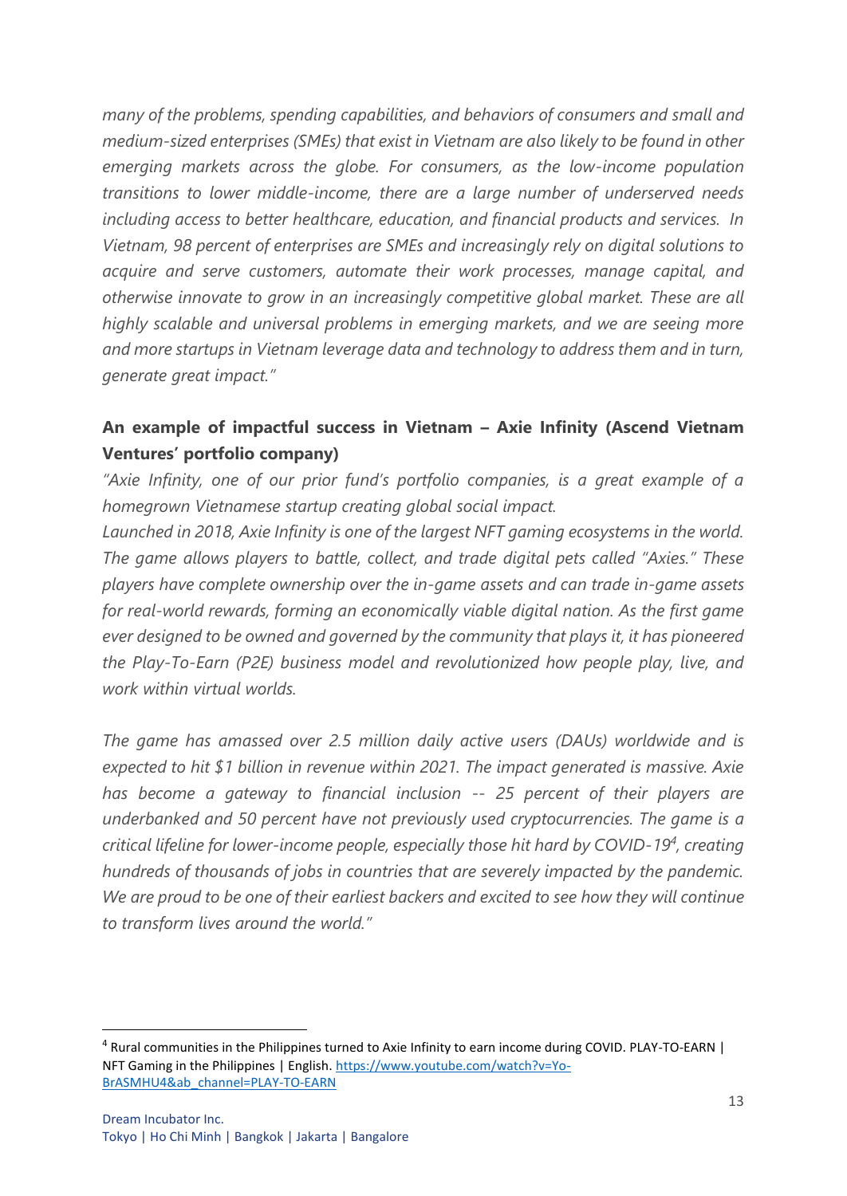*many of the problems, spending capabilities, and behaviors of consumers and small and medium-sized enterprises (SMEs) that exist in Vietnam are also likely to be found in other emerging markets across the globe. For consumers, as the low-income population transitions to lower middle-income, there are a large number of underserved needs including access to better healthcare, education, and financial products and services. In Vietnam, 98 percent of enterprises are SMEs and increasingly rely on digital solutions to acquire and serve customers, automate their work processes, manage capital, and otherwise innovate to grow in an increasingly competitive global market. These are all highly scalable and universal problems in emerging markets, and we are seeing more and more startups in Vietnam leverage data and technology to address them and in turn, generate great impact."*

**An example of impactful success in Vietnam – Axie Infinity (Ascend Vietnam Ventures' portfolio company)**

*"Axie Infinity, one of our prior fund's portfolio companies, is a great example of a homegrown Vietnamese startup creating global social impact.*

*Launched in 2018, Axie Infinity is one of the largest NFT gaming ecosystems in the world. The game allows players to battle, collect, and trade digital pets called "Axies." These players have complete ownership over the in-game assets and can trade in-game assets for real-world rewards, forming an economically viable digital nation. As the first game ever designed to be owned and governed by the community that plays it, it has pioneered the Play-To-Earn (P2E) business model and revolutionized how people play, live, and work within virtual worlds.*

*The game has amassed over 2.5 million daily active users (DAUs) worldwide and is expected to hit $1 billion in revenue within 2021. The impact generated is massive. Axie has become a gateway to financial inclusion -- 25 percent of their players are underbanked and 50 percent have not previously used cryptocurrencies. The game is a critical lifeline for lower-income people, especially those hit hard by COVID-19[4], creating hundreds of thousands of jobs in countries that are severely impacted by the pandemic. We are proud to be one of their earliest backers and excited to see how they will continue to transform lives around the world."*

---

[4] Rural communities in the Philippines turned to Axie Infinity to earn income during COVID. PLAY-TO-EARN | NFT Gaming in the Philippines | English. https://www.youtube.com/watch?v=Yo-BrASMHU4&ab_channel=PLAY-TO-EARN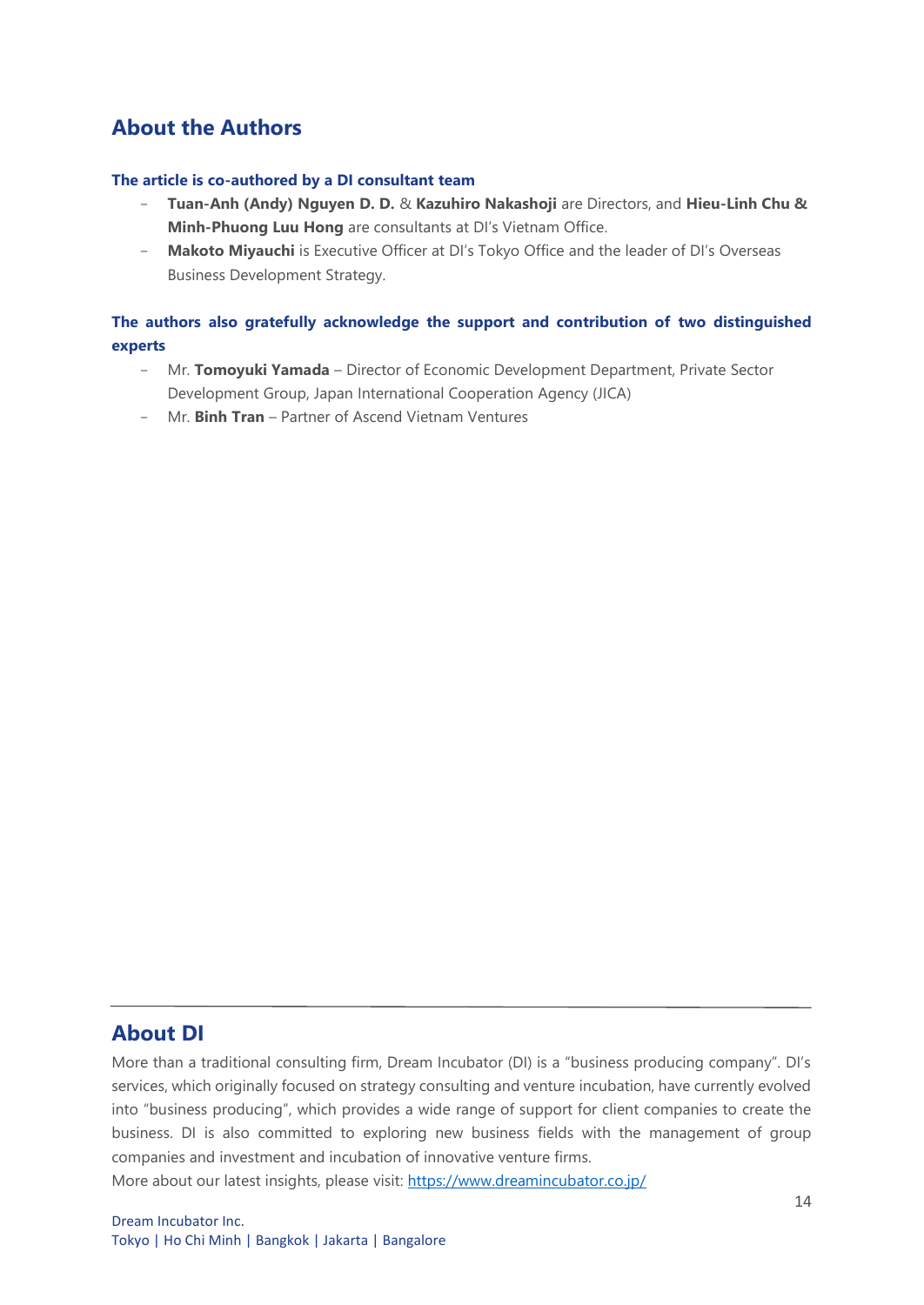## About the Authors

**The article is co-authored by a DI consultant team**

- **Tuan-Anh (Andy) Nguyen D. D.** & **Kazuhiro Nakashoji** are Directors, and **Hieu-Linh Chu & Minh-Phuong Luu Hong** are consultants at DI's Vietnam Office.
- **Makoto Miyauchi** is Executive Officer at DI's Tokyo Office and the leader of DI's Overseas Business Development Strategy.

**The authors also gratefully acknowledge the support and contribution of two distinguished experts**

- Mr. **Tomoyuki Yamada** – Director of Economic Development Department, Private Sector Development Group, Japan International Cooperation Agency (JICA)
- Mr. **Binh Tran** – Partner of Ascend Vietnam Ventures

## About DI

More than a traditional consulting firm, Dream Incubator (DI) is a "business producing company". DI's services, which originally focused on strategy consulting and venture incubation, have currently evolved into "business producing", which provides a wide range of support for client companies to create the business. DI is also committed to exploring new business fields with the management of group companies and investment and incubation of innovative venture firms.
More about our latest insights, please visit: [https://www.dreamincubator.co.jp/](https://www.dreamincubator.co.jp/)

Dream Incubator Inc.
Tokyo | Ho Chi Minh | Bangkok | Jakarta | Bangalore